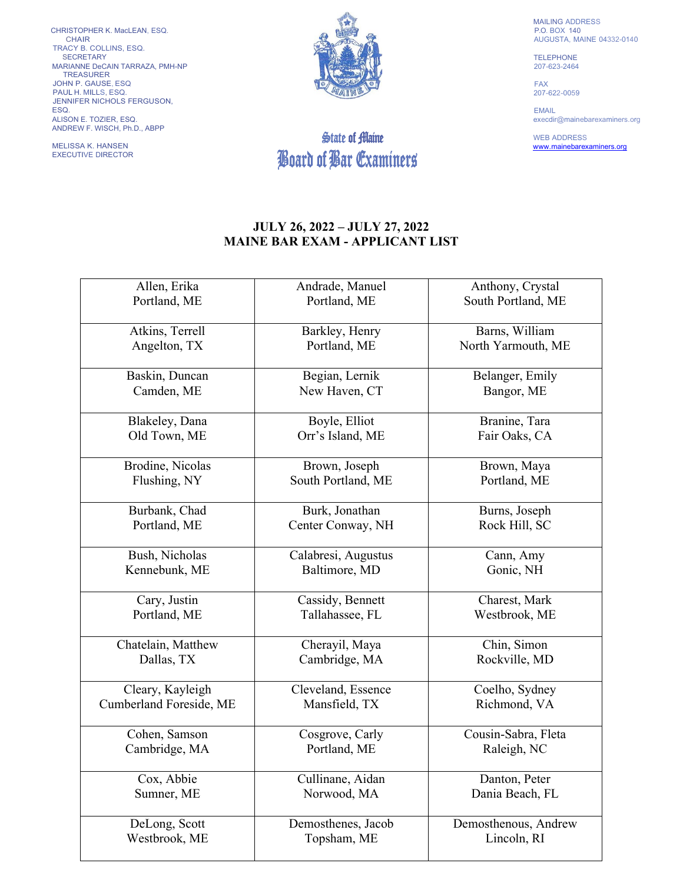CHRISTOPHER K. MacLEAN, ESQ.
CHAIR
TRACY B. COLLINS, ESQ.
SECRETARY
MARIANNE DeCAIN TARRAZA, PMH-NP
TREASURER
JOHN P. GAUSE, ESQ
PAUL H. MILLS, ESQ.
JENNIFER NICHOLS FERGUSON, ESQ.
ALISON E. TOZIER, ESQ.
ANDREW F. WISCH, Ph.D., ABPP

MELISSA K. HANSEN
EXECUTIVE DIRECTOR

**State of Maine**
**Board of Bar Examiners**

MAILING ADDRESS
P.O. BOX 140
AUGUSTA, MAINE 04332-0140

TELEPHONE
207-623-2464

FAX
207-622-0059

EMAIL
execdir@mainebarexaminers.org

WEB ADDRESS
www.mainebarexaminers.org

## JULY 26, 2022 – JULY 27, 2022
## MAINE BAR EXAM - APPLICANT LIST

| | | |
|---|---|---|
| Allen, Erika<br>Portland, ME | Andrade, Manuel<br>Portland, ME | Anthony, Crystal<br>South Portland, ME |
| Atkins, Terrell<br>Angelton, TX | Barkley, Henry<br>Portland, ME | Barns, William<br>North Yarmouth, ME |
| Baskin, Duncan<br>Camden, ME | Begian, Lernik<br>New Haven, CT | Belanger, Emily<br>Bangor, ME |
| Blakeley, Dana<br>Old Town, ME | Boyle, Elliot<br>Orr's Island, ME | Branine, Tara<br>Fair Oaks, CA |
| Brodine, Nicolas<br>Flushing, NY | Brown, Joseph<br>South Portland, ME | Brown, Maya<br>Portland, ME |
| Burbank, Chad<br>Portland, ME | Burk, Jonathan<br>Center Conway, NH | Burns, Joseph<br>Rock Hill, SC |
| Bush, Nicholas<br>Kennebunk, ME | Calabresi, Augustus<br>Baltimore, MD | Cann, Amy<br>Gonic, NH |
| Cary, Justin<br>Portland, ME | Cassidy, Bennett<br>Tallahassee, FL | Charest, Mark<br>Westbrook, ME |
| Chatelain, Matthew<br>Dallas, TX | Cherayil, Maya<br>Cambridge, MA | Chin, Simon<br>Rockville, MD |
| Cleary, Kayleigh<br>Cumberland Foreside, ME | Cleveland, Essence<br>Mansfield, TX | Coelho, Sydney<br>Richmond, VA |
| Cohen, Samson<br>Cambridge, MA | Cosgrove, Carly<br>Portland, ME | Cousin-Sabra, Fleta<br>Raleigh, NC |
| Cox, Abbie<br>Sumner, ME | Cullinane, Aidan<br>Norwood, MA | Danton, Peter<br>Dania Beach, FL |
| DeLong, Scott<br>Westbrook, ME | Demosthenes, Jacob<br>Topsham, ME | Demosthenous, Andrew<br>Lincoln, RI |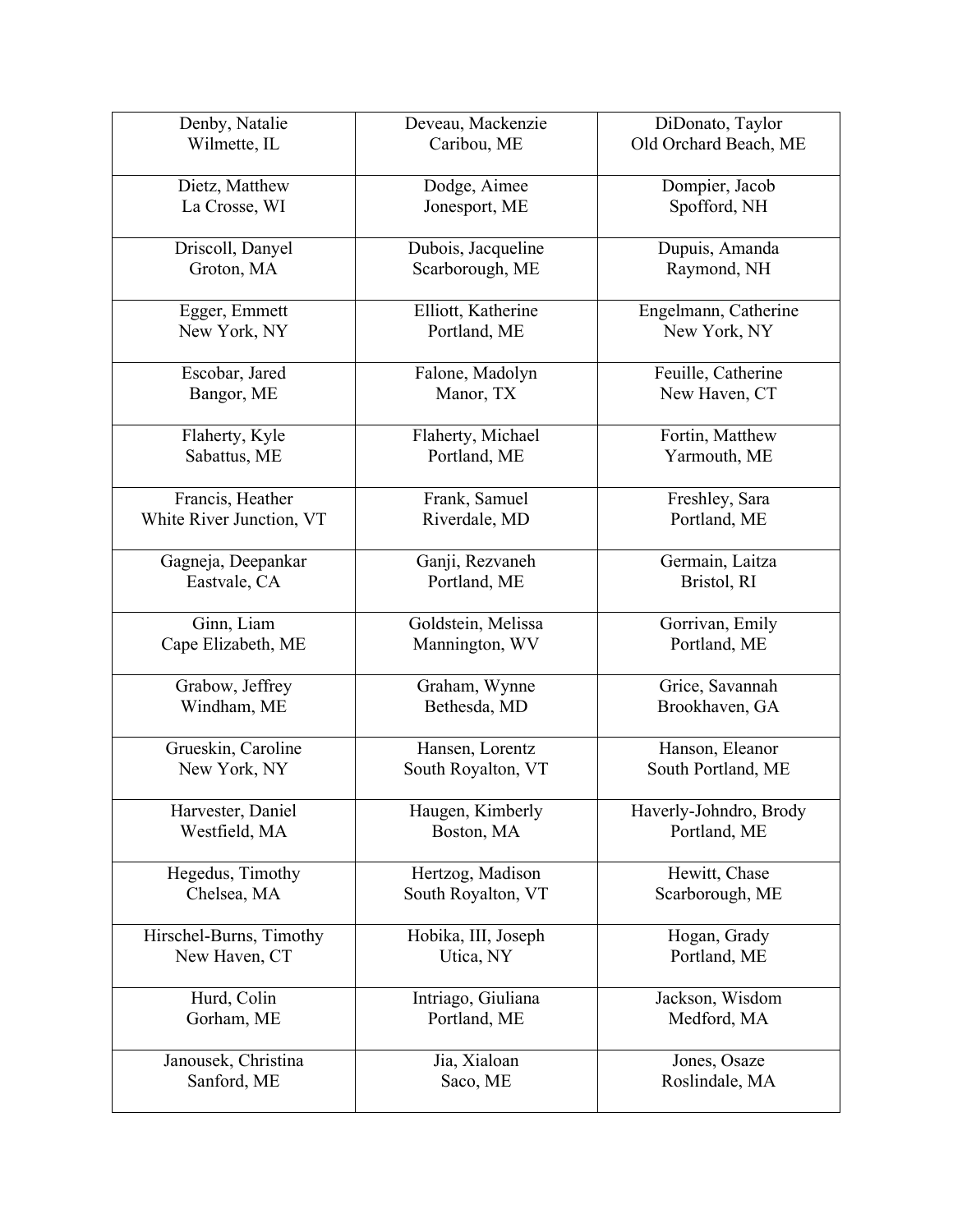| | | |
|---|---|---|
| Denby, Natalie<br>Wilmette, IL | Deveau, Mackenzie<br>Caribou, ME | DiDonato, Taylor<br>Old Orchard Beach, ME |
| Dietz, Matthew<br>La Crosse, WI | Dodge, Aimee<br>Jonesport, ME | Dompier, Jacob<br>Spofford, NH |
| Driscoll, Danyel<br>Groton, MA | Dubois, Jacqueline<br>Scarborough, ME | Dupuis, Amanda<br>Raymond, NH |
| Egger, Emmett<br>New York, NY | Elliott, Katherine<br>Portland, ME | Engelmann, Catherine<br>New York, NY |
| Escobar, Jared<br>Bangor, ME | Falone, Madolyn<br>Manor, TX | Feuille, Catherine<br>New Haven, CT |
| Flaherty, Kyle<br>Sabattus, ME | Flaherty, Michael<br>Portland, ME | Fortin, Matthew<br>Yarmouth, ME |
| Francis, Heather<br>White River Junction, VT | Frank, Samuel<br>Riverdale, MD | Freshley, Sara<br>Portland, ME |
| Gagneja, Deepankar<br>Eastvale, CA | Ganji, Rezvaneh<br>Portland, ME | Germain, Laitza<br>Bristol, RI |
| Ginn, Liam<br>Cape Elizabeth, ME | Goldstein, Melissa<br>Mannington, WV | Gorrivan, Emily<br>Portland, ME |
| Grabow, Jeffrey<br>Windham, ME | Graham, Wynne<br>Bethesda, MD | Grice, Savannah<br>Brookhaven, GA |
| Grueskin, Caroline<br>New York, NY | Hansen, Lorentz<br>South Royalton, VT | Hanson, Eleanor<br>South Portland, ME |
| Harvester, Daniel<br>Westfield, MA | Haugen, Kimberly<br>Boston, MA | Haverly-Johndro, Brody<br>Portland, ME |
| Hegedus, Timothy<br>Chelsea, MA | Hertzog, Madison<br>South Royalton, VT | Hewitt, Chase<br>Scarborough, ME |
| Hirschel-Burns, Timothy<br>New Haven, CT | Hobika, III, Joseph<br>Utica, NY | Hogan, Grady<br>Portland, ME |
| Hurd, Colin<br>Gorham, ME | Intriago, Giuliana<br>Portland, ME | Jackson, Wisdom<br>Medford, MA |
| Janousek, Christina<br>Sanford, ME | Jia, Xialoan<br>Saco, ME | Jones, Osaze<br>Roslindale, MA |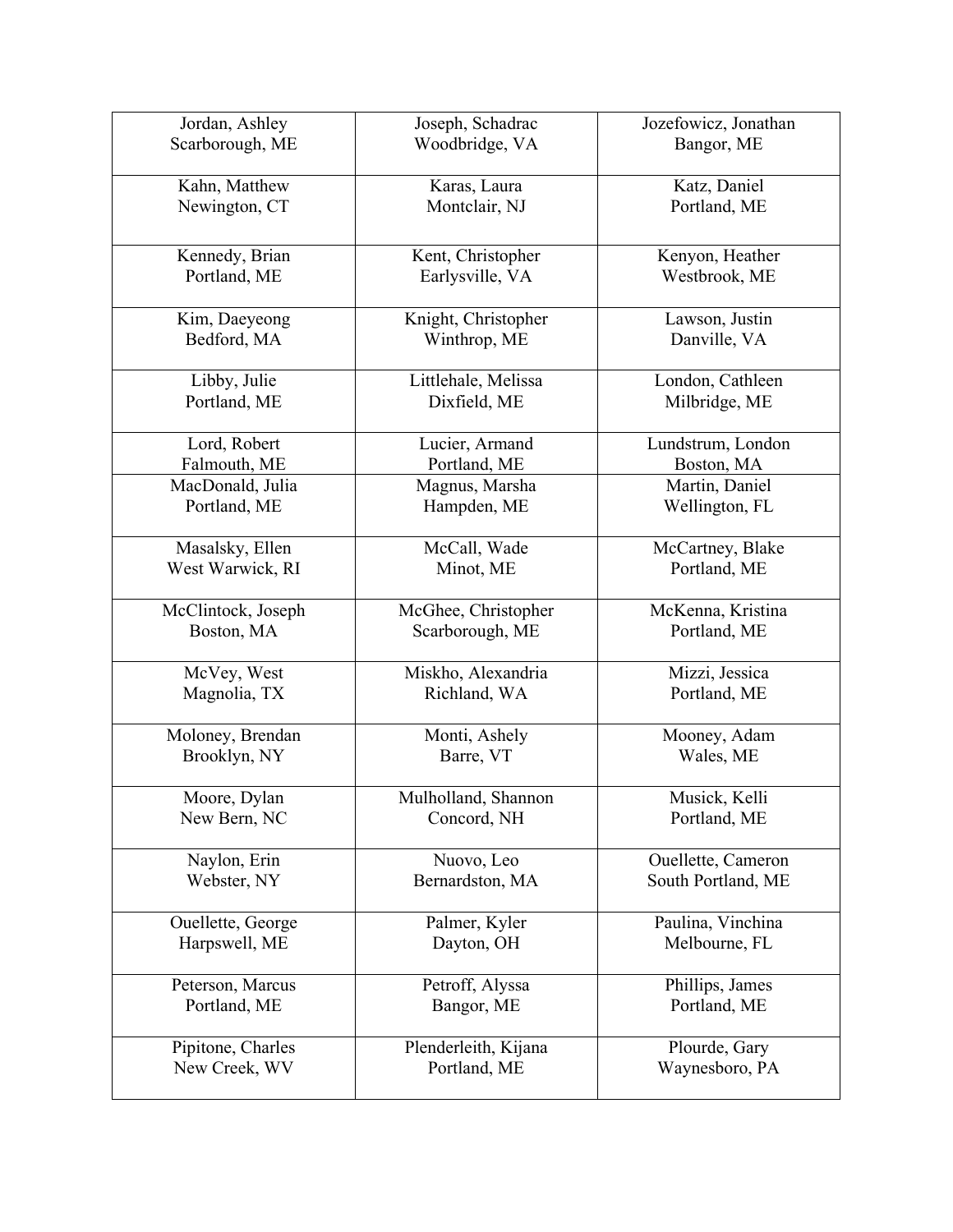| | | |
|---|---|---|
| Jordan, Ashley<br>Scarborough, ME | Joseph, Schadrac<br>Woodbridge, VA | Jozefowicz, Jonathan<br>Bangor, ME |
| Kahn, Matthew<br>Newington, CT | Karas, Laura<br>Montclair, NJ | Katz, Daniel<br>Portland, ME |
| Kennedy, Brian<br>Portland, ME | Kent, Christopher<br>Earlysville, VA | Kenyon, Heather<br>Westbrook, ME |
| Kim, Daeyeong<br>Bedford, MA | Knight, Christopher<br>Winthrop, ME | Lawson, Justin<br>Danville, VA |
| Libby, Julie<br>Portland, ME | Littlehale, Melissa<br>Dixfield, ME | London, Cathleen<br>Milbridge, ME |
| Lord, Robert<br>Falmouth, ME | Lucier, Armand<br>Portland, ME | Lundstrum, London<br>Boston, MA |
| MacDonald, Julia<br>Portland, ME | Magnus, Marsha<br>Hampden, ME | Martin, Daniel<br>Wellington, FL |
| Masalsky, Ellen<br>West Warwick, RI | McCall, Wade<br>Minot, ME | McCartney, Blake<br>Portland, ME |
| McClintock, Joseph<br>Boston, MA | McGhee, Christopher<br>Scarborough, ME | McKenna, Kristina<br>Portland, ME |
| McVey, West<br>Magnolia, TX | Miskho, Alexandria<br>Richland, WA | Mizzi, Jessica<br>Portland, ME |
| Moloney, Brendan<br>Brooklyn, NY | Monti, Ashely<br>Barre, VT | Mooney, Adam<br>Wales, ME |
| Moore, Dylan<br>New Bern, NC | Mulholland, Shannon<br>Concord, NH | Musick, Kelli<br>Portland, ME |
| Naylon, Erin<br>Webster, NY | Nuovo, Leo<br>Bernardston, MA | Ouellette, Cameron<br>South Portland, ME |
| Ouellette, George<br>Harpswell, ME | Palmer, Kyler<br>Dayton, OH | Paulina, Vinchina<br>Melbourne, FL |
| Peterson, Marcus<br>Portland, ME | Petroff, Alyssa<br>Bangor, ME | Phillips, James<br>Portland, ME |
| Pipitone, Charles<br>New Creek, WV | Plenderleith, Kijana<br>Portland, ME | Plourde, Gary<br>Waynesboro, PA |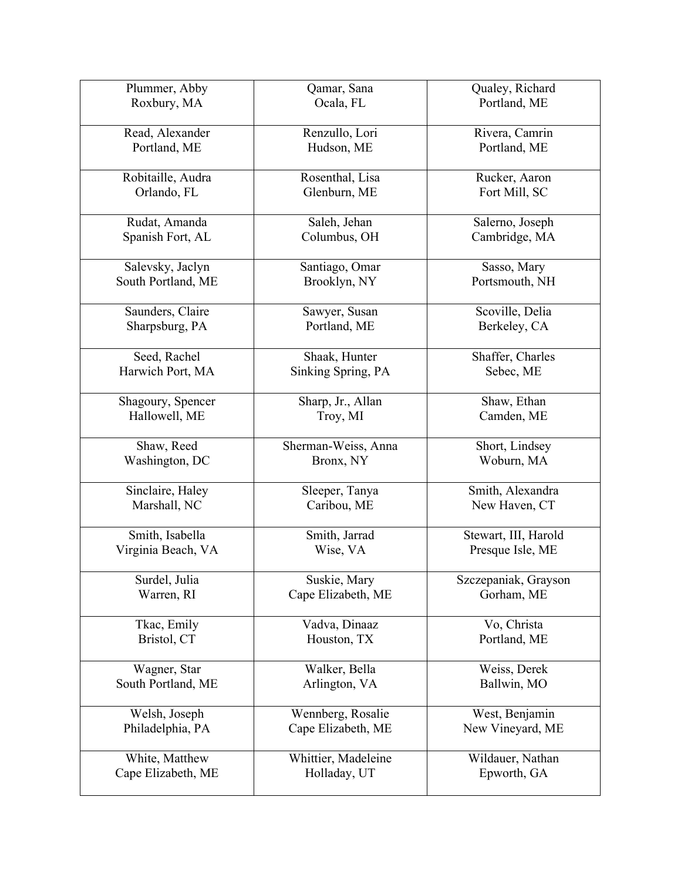| | | |
|---|---|---|
| Plummer, Abby<br>Roxbury, MA | Qamar, Sana<br>Ocala, FL | Qualey, Richard<br>Portland, ME |
| Read, Alexander<br>Portland, ME | Renzullo, Lori<br>Hudson, ME | Rivera, Camrin<br>Portland, ME |
| Robitaille, Audra<br>Orlando, FL | Rosenthal, Lisa<br>Glenburn, ME | Rucker, Aaron<br>Fort Mill, SC |
| Rudat, Amanda<br>Spanish Fort, AL | Saleh, Jehan<br>Columbus, OH | Salerno, Joseph<br>Cambridge, MA |
| Salevsky, Jaclyn<br>South Portland, ME | Santiago, Omar<br>Brooklyn, NY | Sasso, Mary<br>Portsmouth, NH |
| Saunders, Claire<br>Sharpsburg, PA | Sawyer, Susan<br>Portland, ME | Scoville, Delia<br>Berkeley, CA |
| Seed, Rachel<br>Harwich Port, MA | Shaak, Hunter<br>Sinking Spring, PA | Shaffer, Charles<br>Sebec, ME |
| Shagoury, Spencer<br>Hallowell, ME | Sharp, Jr., Allan<br>Troy, MI | Shaw, Ethan<br>Camden, ME |
| Shaw, Reed<br>Washington, DC | Sherman-Weiss, Anna<br>Bronx, NY | Short, Lindsey<br>Woburn, MA |
| Sinclaire, Haley<br>Marshall, NC | Sleeper, Tanya<br>Caribou, ME | Smith, Alexandra<br>New Haven, CT |
| Smith, Isabella<br>Virginia Beach, VA | Smith, Jarrad<br>Wise, VA | Stewart, III, Harold<br>Presque Isle, ME |
| Surdel, Julia<br>Warren, RI | Suskie, Mary<br>Cape Elizabeth, ME | Szczepaniak, Grayson<br>Gorham, ME |
| Tkac, Emily<br>Bristol, CT | Vadva, Dinaaz<br>Houston, TX | Vo, Christa<br>Portland, ME |
| Wagner, Star<br>South Portland, ME | Walker, Bella<br>Arlington, VA | Weiss, Derek<br>Ballwin, MO |
| Welsh, Joseph<br>Philadelphia, PA | Wennberg, Rosalie<br>Cape Elizabeth, ME | West, Benjamin<br>New Vineyard, ME |
| White, Matthew<br>Cape Elizabeth, ME | Whittier, Madeleine<br>Holladay, UT | Wildauer, Nathan<br>Epworth, GA |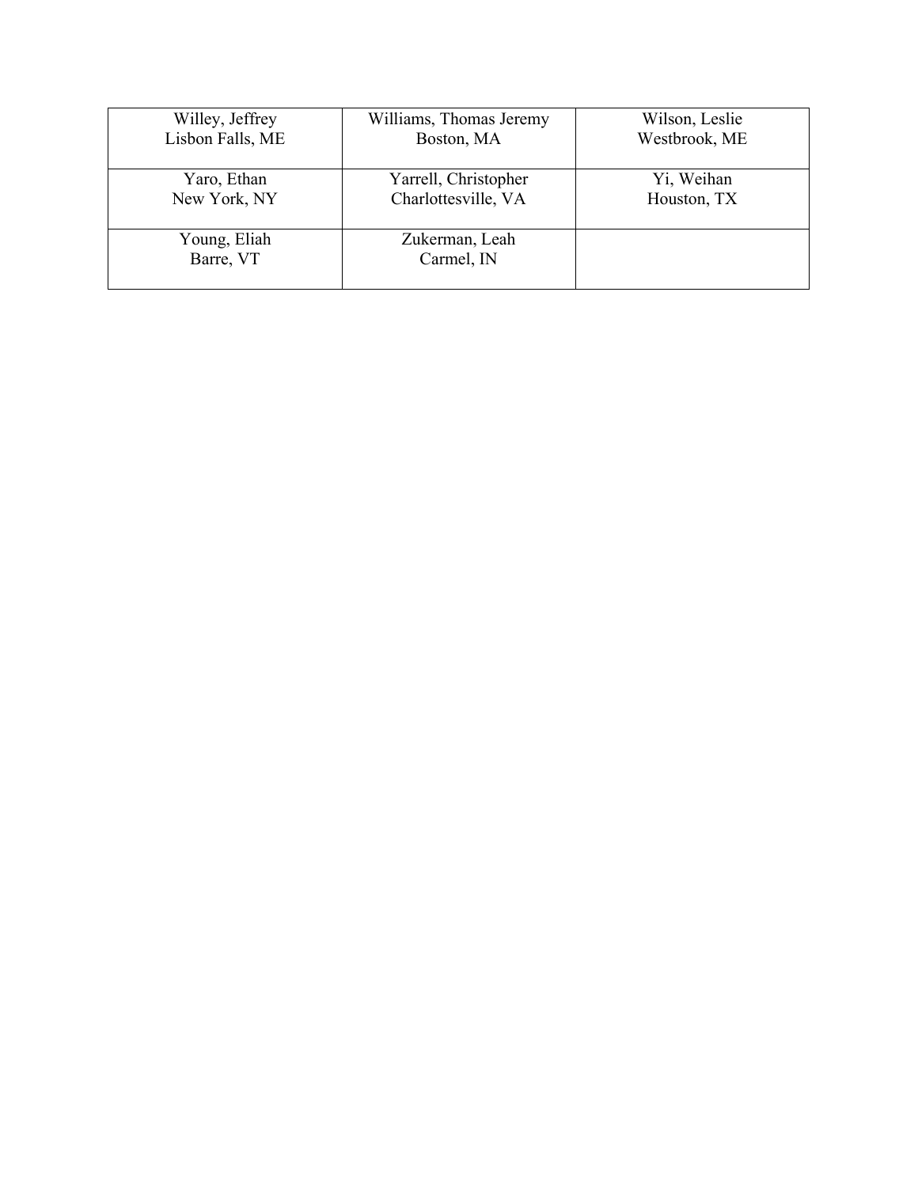| | | |
|---|---|---|
| Willey, Jeffrey<br>Lisbon Falls, ME | Williams, Thomas Jeremy<br>Boston, MA | Wilson, Leslie<br>Westbrook, ME |
| Yaro, Ethan<br>New York, NY | Yarrell, Christopher<br>Charlottesville, VA | Yi, Weihan<br>Houston, TX |
| Young, Eliah<br>Barre, VT | Zukerman, Leah<br>Carmel, IN | |